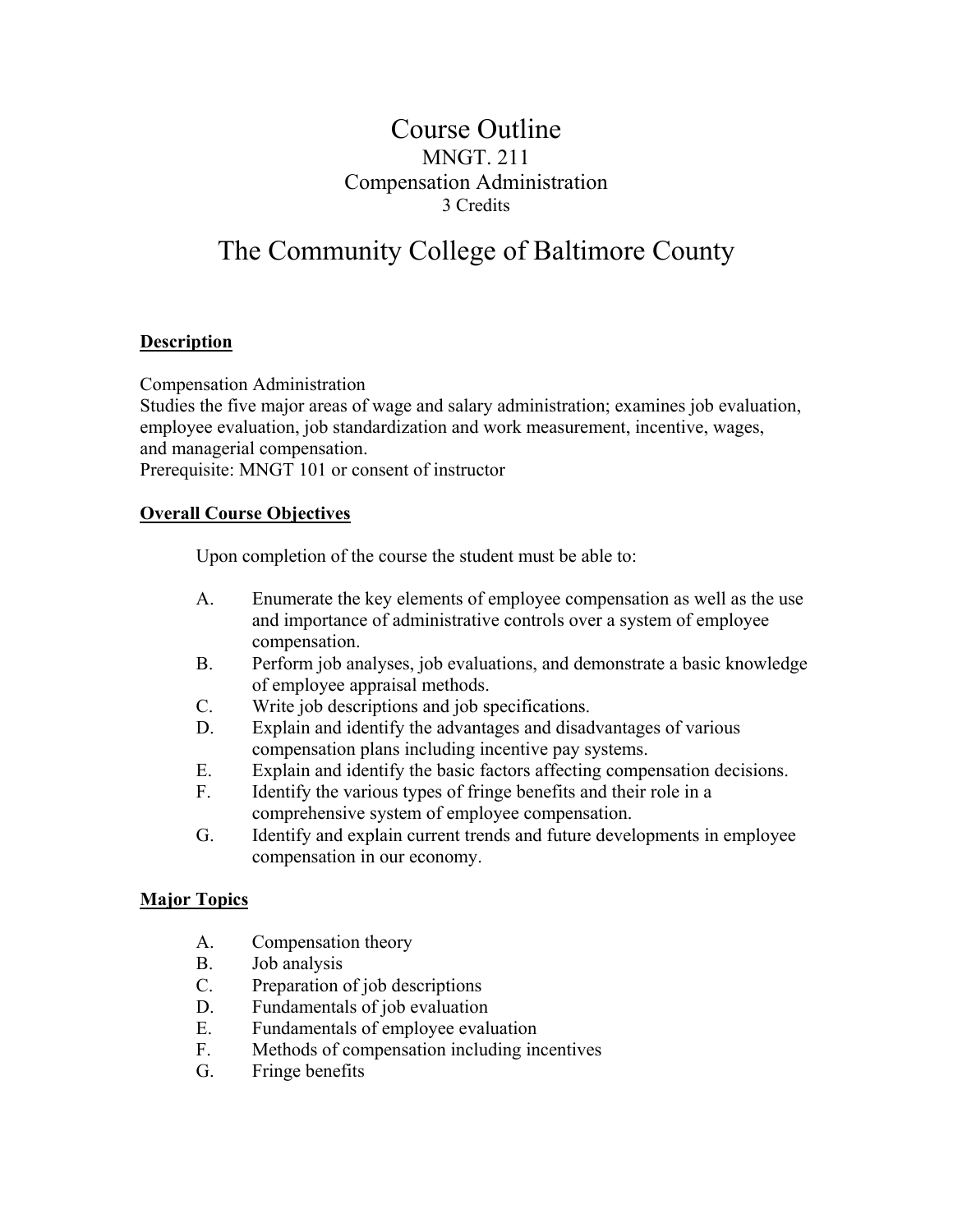# Course Outline

MNGT. 211

Compensation Administration

3 Credits

# The Community College of Baltimore County

## Description

Compensation Administration
Studies the five major areas of wage and salary administration; examines job evaluation, employee evaluation, job standardization and work measurement, incentive, wages, and managerial compensation.
Prerequisite: MNGT 101 or consent of instructor

## Overall Course Objectives

Upon completion of the course the student must be able to:

A. Enumerate the key elements of employee compensation as well as the use and importance of administrative controls over a system of employee compensation.
B. Perform job analyses, job evaluations, and demonstrate a basic knowledge of employee appraisal methods.
C. Write job descriptions and job specifications.
D. Explain and identify the advantages and disadvantages of various compensation plans including incentive pay systems.
E. Explain and identify the basic factors affecting compensation decisions.
F. Identify the various types of fringe benefits and their role in a comprehensive system of employee compensation.
G. Identify and explain current trends and future developments in employee compensation in our economy.

## Major Topics

A. Compensation theory
B. Job analysis
C. Preparation of job descriptions
D. Fundamentals of job evaluation
E. Fundamentals of employee evaluation
F. Methods of compensation including incentives
G. Fringe benefits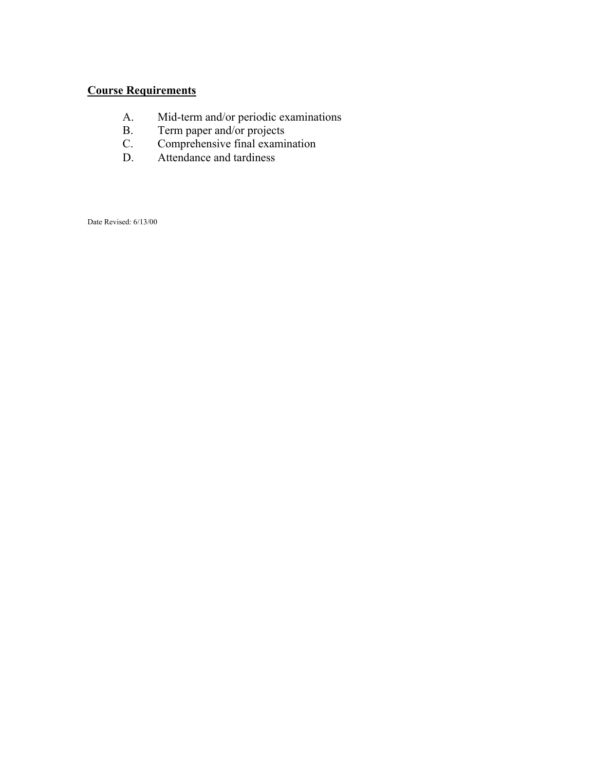**Course Requirements**

A. Mid-term and/or periodic examinations
B. Term paper and/or projects
C. Comprehensive final examination
D. Attendance and tardiness

Date Revised: 6/13/00